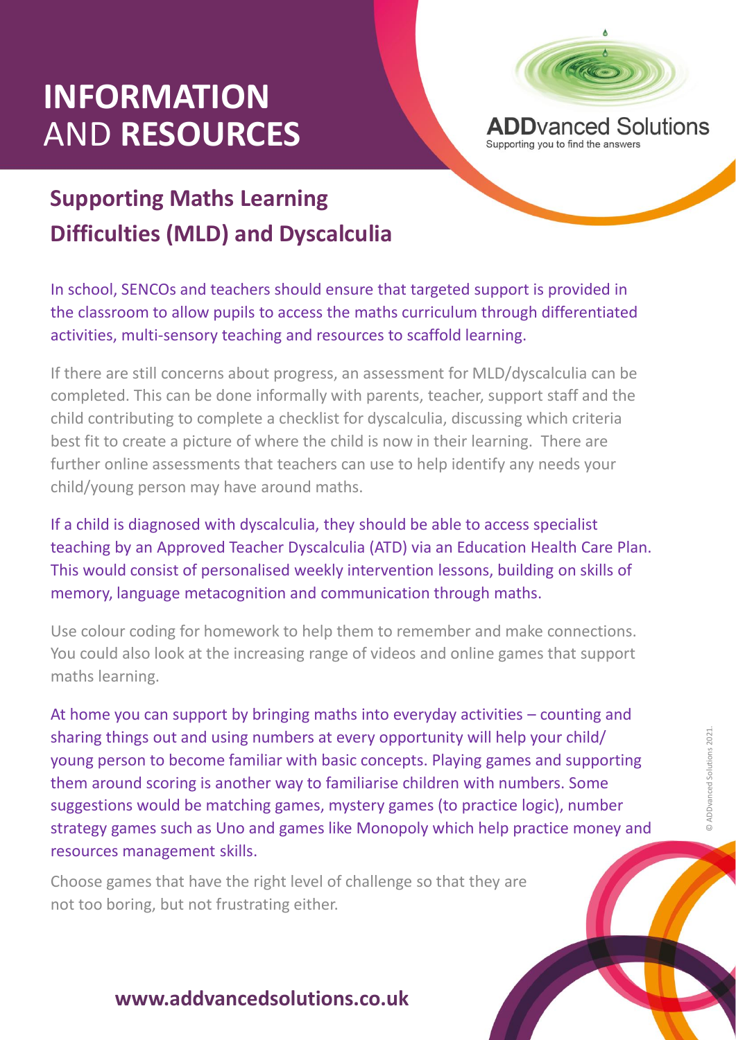# INFORMATION AND RESOURCES

**ADDvanced Solutions**
Supporting you to find the answers

## Supporting Maths Learning Difficulties (MLD) and Dyscalculia

In school, SENCOs and teachers should ensure that targeted support is provided in the classroom to allow pupils to access the maths curriculum through differentiated activities, multi-sensory teaching and resources to scaffold learning.

If there are still concerns about progress, an assessment for MLD/dyscalculia can be completed. This can be done informally with parents, teacher, support staff and the child contributing to complete a checklist for dyscalculia, discussing which criteria best fit to create a picture of where the child is now in their learning. There are further online assessments that teachers can use to help identify any needs your child/young person may have around maths.

If a child is diagnosed with dyscalculia, they should be able to access specialist teaching by an Approved Teacher Dyscalculia (ATD) via an Education Health Care Plan. This would consist of personalised weekly intervention lessons, building on skills of memory, language metacognition and communication through maths.

Use colour coding for homework to help them to remember and make connections. You could also look at the increasing range of videos and online games that support maths learning.

At home you can support by bringing maths into everyday activities – counting and sharing things out and using numbers at every opportunity will help your child/young person to become familiar with basic concepts. Playing games and supporting them around scoring is another way to familiarise children with numbers. Some suggestions would be matching games, mystery games (to practice logic), number strategy games such as Uno and games like Monopoly which help practice money and resources management skills.

Choose games that have the right level of challenge so that they are not too boring, but not frustrating either.

© ADDvanced Solutions 2021.

**www.addvancedsolutions.co.uk**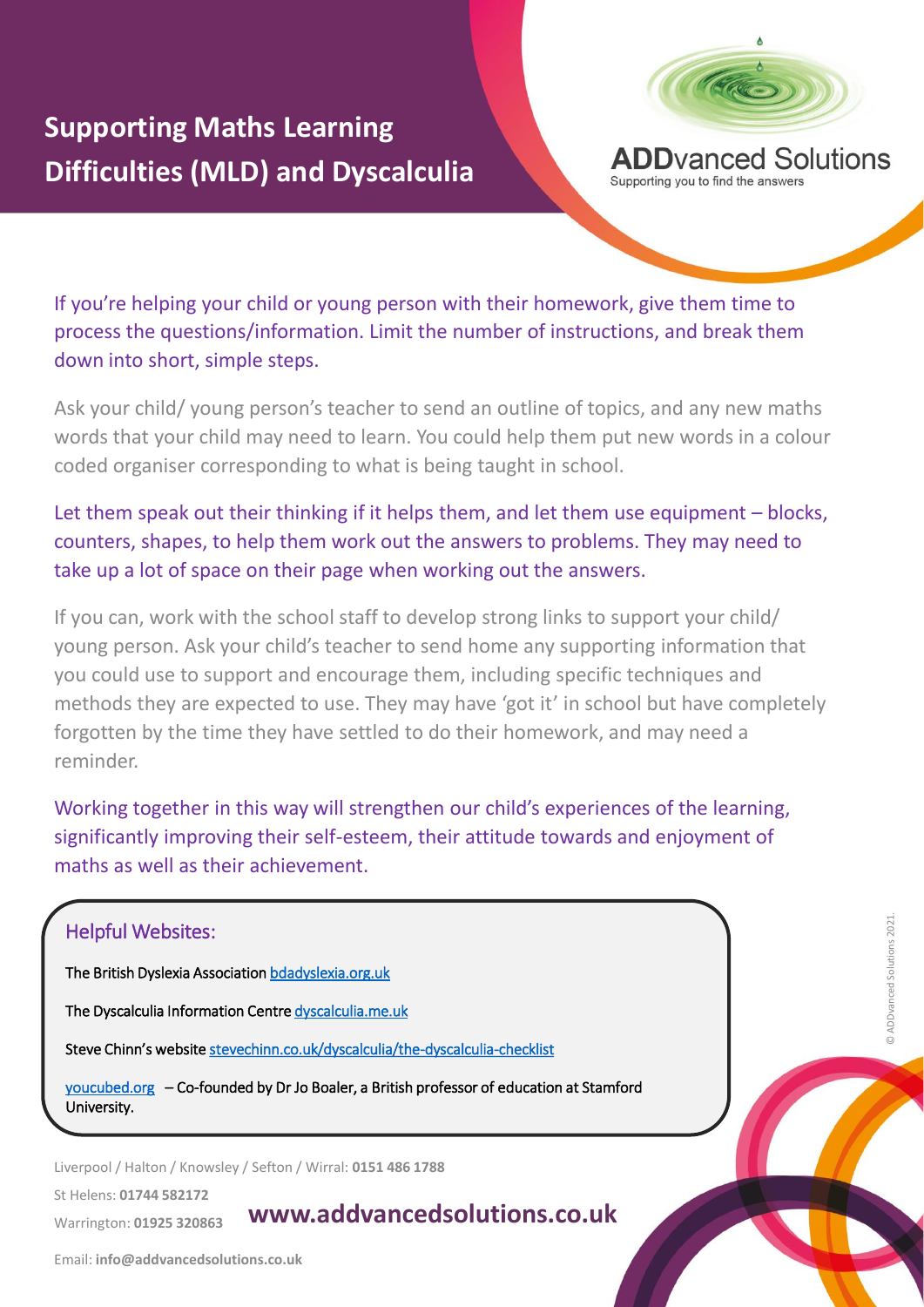# Supporting Maths Learning Difficulties (MLD) and Dyscalculia

**ADDvanced Solutions**
Supporting you to find the answers

If you're helping your child or young person with their homework, give them time to process the questions/information. Limit the number of instructions, and break them down into short, simple steps.

Ask your child/ young person's teacher to send an outline of topics, and any new maths words that your child may need to learn. You could help them put new words in a colour coded organiser corresponding to what is being taught in school.

Let them speak out their thinking if it helps them, and let them use equipment – blocks, counters, shapes, to help them work out the answers to problems. They may need to take up a lot of space on their page when working out the answers.

If you can, work with the school staff to develop strong links to support your child/ young person. Ask your child's teacher to send home any supporting information that you could use to support and encourage them, including specific techniques and methods they are expected to use. They may have 'got it' in school but have completely forgotten by the time they have settled to do their homework, and may need a reminder.

Working together in this way will strengthen our child's experiences of the learning, significantly improving their self-esteem, their attitude towards and enjoyment of maths as well as their achievement.

## Helpful Websites:

The British Dyslexia Association bdadyslexia.org.uk

The Dyscalculia Information Centre dyscalculia.me.uk

Steve Chinn's website stevechinn.co.uk/dyscalculia/the-dyscalculia-checklist

youcubed.org – Co-founded by Dr Jo Boaler, a British professor of education at Stamford University.

Liverpool / Halton / Knowsley / Sefton / Wirral: **0151 486 1788**

St Helens: **01744 582172**

Warrington: **01925 320863**

**www.addvancedsolutions.co.uk**

Email: **info@addvancedsolutions.co.uk**

© ADDvanced Solutions 2021.